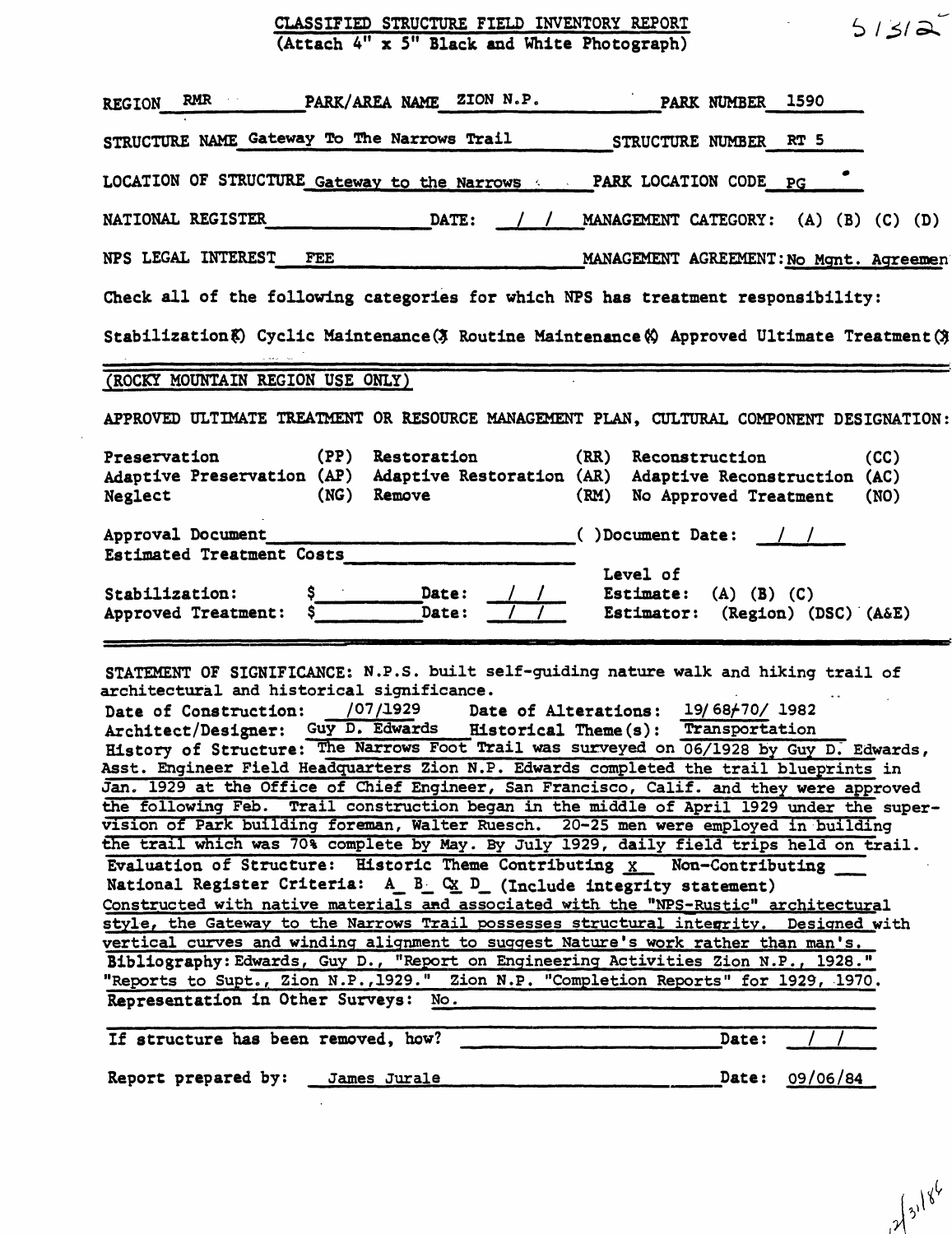# CLASSIFIED STRUCTURE FIELD INVENTORY REPORT
(Attach 4" x 5" Black and White Photograph)

51312

REGION RMR PARK/AREA NAME ZION N.P. PARK NUMBER 1590

STRUCTURE NAME Gateway To The Narrows Trail STRUCTURE NUMBER RT 5

LOCATION OF STRUCTURE Gateway to the Narrows PARK LOCATION CODE PG

NATIONAL REGISTER ______ DATE: / / MANAGEMENT CATEGORY: (A) (B) (C) (D)

NPS LEGAL INTEREST FEE MANAGEMENT AGREEMENT: No Mgnt. Agreemen

Check all of the following categories for which NPS has treatment responsibility:

Stabilization(X) Cyclic Maintenance(X) Routine Maintenance(X) Approved Ultimate Treatment(X)

(ROCKY MOUNTAIN REGION USE ONLY)

APPROVED ULTIMATE TREATMENT OR RESOURCE MANAGEMENT PLAN, CULTURAL COMPONENT DESIGNATION:

| | | | | | |
|---|---|---|---|---|---|
| Preservation | (PP) | Restoration | (RR) | Reconstruction | (CC) |
| Adaptive Preservation | (AP) | Adaptive Restoration | (AR) | Adaptive Reconstruction | (AC) |
| Neglect | (NG) | Remove | (RM) | No Approved Treatment | (NO) |

Approval Document ______ ( )Document Date: / /

Estimated Treatment Costs ______

Stabilization: $ ______ Date: / / Level of Estimate: (A) (B) (C)

Approved Treatment: $ ______ Date: / / Estimator: (Region) (DSC) (A&E)

STATEMENT OF SIGNIFICANCE: N.P.S. built self-guiding nature walk and hiking trail of architectural and historical significance.

Date of Construction: /07/1929 Date of Alterations: 19/68/70/ 1982

Architect/Designer: Guy D. Edwards Historical Theme(s): Transportation

History of Structure: The Narrows Foot Trail was surveyed on 06/1928 by Guy D. Edwards, Asst. Engineer Field Headquarters Zion N.P. Edwards completed the trail blueprints in Jan. 1929 at the Office of Chief Engineer, San Francisco, Calif. and they were approved the following Feb. Trail construction began in the middle of April 1929 under the supervision of Park building foreman, Walter Ruesch. 20-25 men were employed in building the trail which was 70% complete by May. By July 1929, daily field trips held on trail.

Evaluation of Structure: Historic Theme Contributing X Non-Contributing ___

National Register Criteria: A_ B_ CX D_ (Include integrity statement)

Constructed with native materials and associated with the "NPS-Rustic" architectural style, the Gateway to the Narrows Trail possesses structural integrity. Designed with vertical curves and winding alignment to suggest Nature's work rather than man's.

Bibliography: Edwards, Guy D., "Report on Engineering Activities Zion N.P., 1928." "Reports to Supt., Zion N.P.,1929." Zion N.P. "Completion Reports" for 1929, 1970.

Representation in Other Surveys: No.

If structure has been removed, how? ______ Date: / /

Report prepared by: James Jurale Date: 09/06/84

12/31/86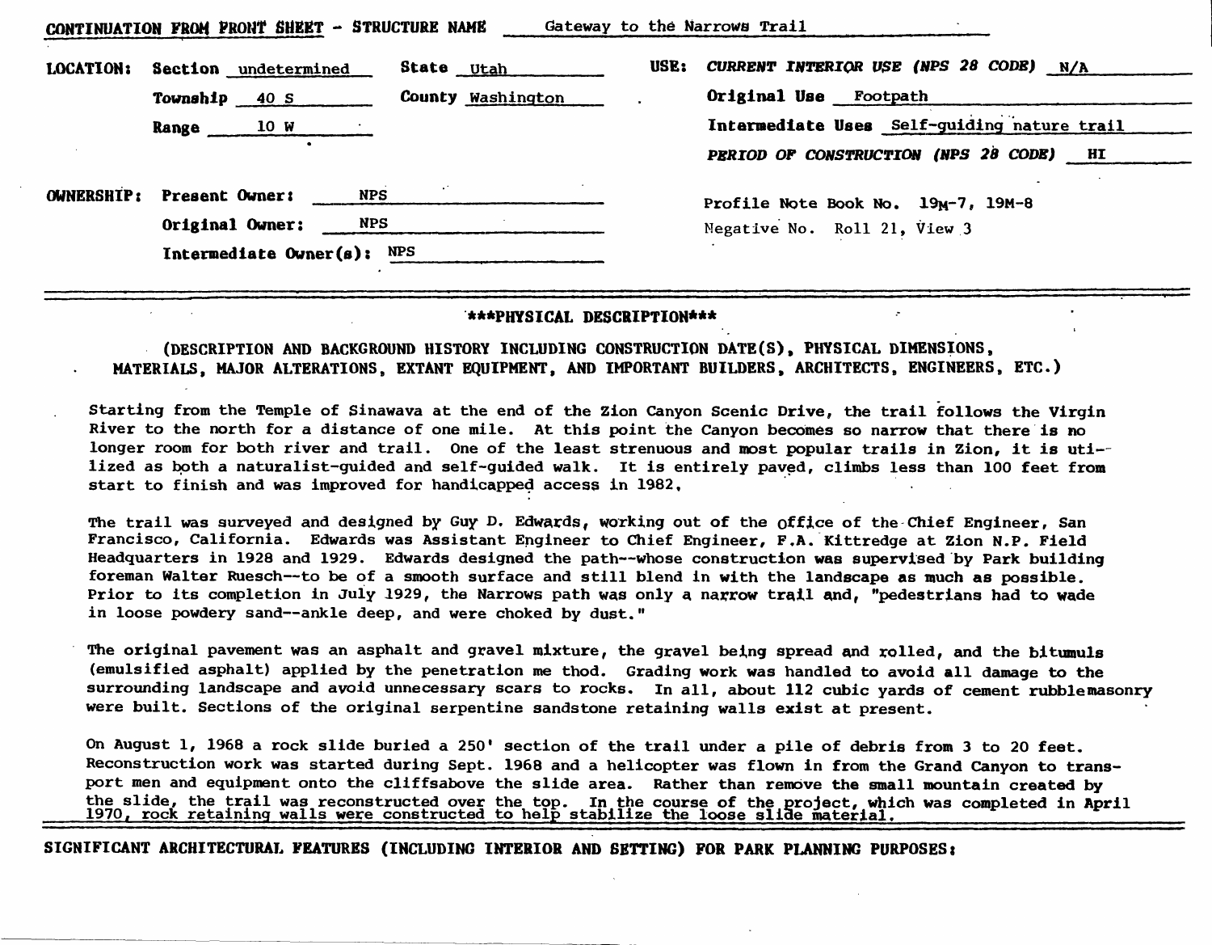CONTINUATION FROM FRONT SHEET - STRUCTURE NAME Gateway to the Narrows Trail

**LOCATION:** Section undetermined State Utah
Township 40 S County Washington
Range 10 W

**USE:** *CURRENT INTERIOR USE (NPS 28 CODE)* N/A
**Original Use** Footpath
**Intermediate Uses** Self-guiding nature trail
*PERIOD OF CONSTRUCTION (NPS 28 CODE)* HI

**OWNERSHIP:** Present Owner: NPS
Original Owner: NPS
Intermediate Owner(s): NPS

Profile Note Book No. $19_M$-7, 19M-8
Negative No. Roll 21, View 3

## ***PHYSICAL DESCRIPTION***

(DESCRIPTION AND BACKGROUND HISTORY INCLUDING CONSTRUCTION DATE(S), PHYSICAL DIMENSIONS, MATERIALS, MAJOR ALTERATIONS, EXTANT EQUIPMENT, AND IMPORTANT BUILDERS, ARCHITECTS, ENGINEERS, ETC.)

Starting from the Temple of Sinawava at the end of the Zion Canyon Scenic Drive, the trail follows the Virgin River to the north for a distance of one mile. At this point the Canyon becomes so narrow that there is no longer room for both river and trail. One of the least strenuous and most popular trails in Zion, it is utilized as both a naturalist-guided and self-guided walk. It is entirely paved, climbs less than 100 feet from start to finish and was improved for handicapped access in 1982.

The trail was surveyed and designed by Guy D. Edwards, working out of the office of the Chief Engineer, San Francisco, California. Edwards was Assistant Engineer to Chief Engineer, F.A. Kittredge at Zion N.P. Field Headquarters in 1928 and 1929. Edwards designed the path--whose construction was supervised by Park building foreman Walter Ruesch--to be of a smooth surface and still blend in with the landscape as much as possible. Prior to its completion in July 1929, the Narrows path was only a narrow trail and, "pedestrians had to wade in loose powdery sand--ankle deep, and were choked by dust."

The original pavement was an asphalt and gravel mixture, the gravel being spread and rolled, and the bitumuls (emulsified asphalt) applied by the penetration me thod. Grading work was handled to avoid all damage to the surrounding landscape and avoid unnecessary scars to rocks. In all, about 112 cubic yards of cement rubblemasonry were built. Sections of the original serpentine sandstone retaining walls exist at present.

On August 1, 1968 a rock slide buried a 250' section of the trail under a pile of debris from 3 to 20 feet. Reconstruction work was started during Sept. 1968 and a helicopter was flown in from the Grand Canyon to transport men and equipment onto the cliffsabove the slide area. Rather than remove the small mountain created by the slide, the trail was reconstructed over the top. In the course of the project, which was completed in April 1970, rock retaining walls were constructed to help stabilize the loose slide material.

**SIGNIFICANT ARCHITECTURAL FEATURES (INCLUDING INTERIOR AND SETTING) FOR PARK PLANNING PURPOSES:**